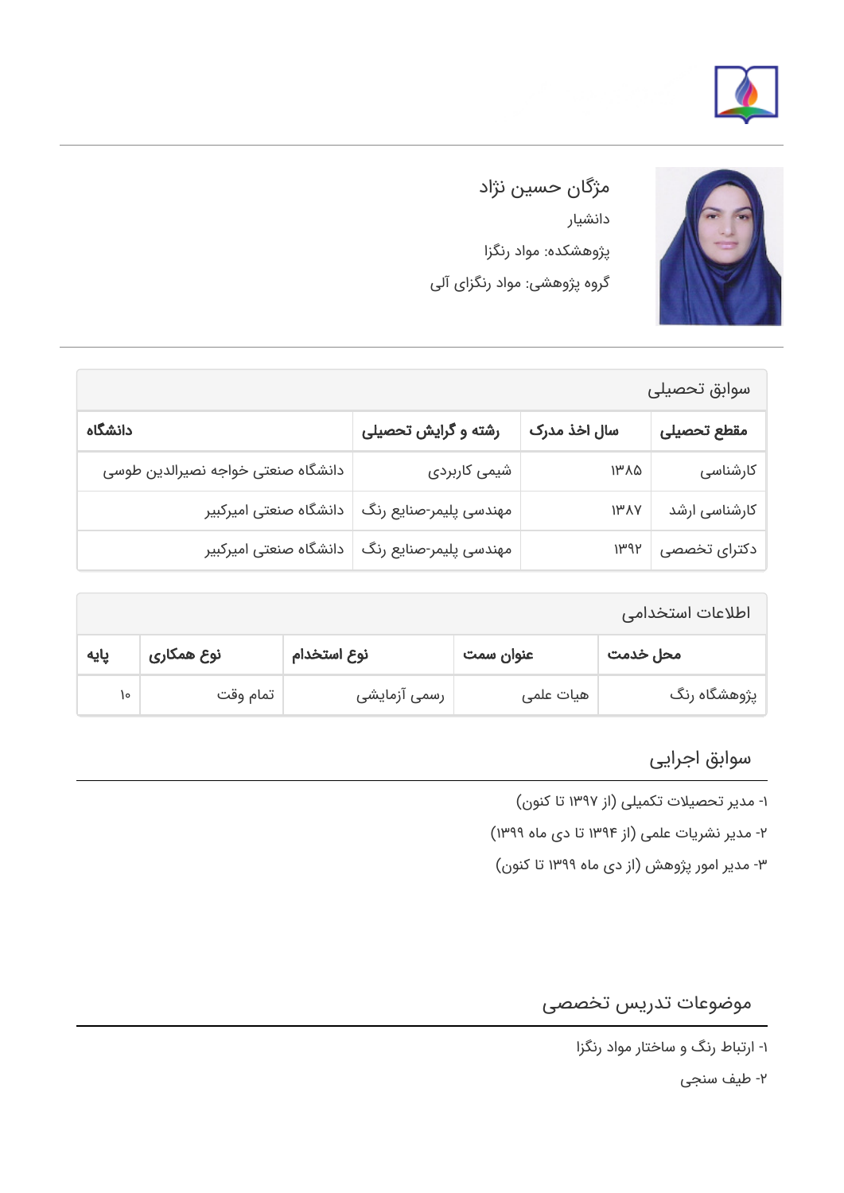# مژگان حسین نژاد

دانشیار

پژوهشکده: مواد رنگزا

گروه پژوهشی: مواد رنگزای آلی

## سوابق تحصیلی

| مقطع تحصیلی | سال اخذ مدرک | رشته و گرایش تحصیلی | دانشگاه |
|---|---|---|---|
| کارشناسی | ۱۳۸۵ | شیمی کاربردی | دانشگاه صنعتی خواجه نصیرالدین طوسی |
| کارشناسی ارشد | ۱۳۸۷ | مهندسی پلیمر-صنایع رنگ | دانشگاه صنعتی امیرکبیر |
| دکترای تخصصی | ۱۳۹۲ | مهندسی پلیمر-صنایع رنگ | دانشگاه صنعتی امیرکبیر |

## اطلاعات استخدامی

| محل خدمت | عنوان سمت | نوع استخدام | نوع همکاری | پایه |
|---|---|---|---|---|
| پژوهشگاه رنگ | هیات علمی | رسمی آزمایشی | تمام وقت | ۱۰ |

## سوابق اجرایی

۱- مدیر تحصیلات تکمیلی (از ۱۳۹۷ تا کنون)

۲- مدیر نشریات علمی (از ۱۳۹۴ تا دی ماه ۱۳۹۹)

۳- مدیر امور پژوهش (از دی ماه ۱۳۹۹ تا کنون)

## موضوعات تدریس تخصصی

۱- ارتباط رنگ و ساختار مواد رنگزا

۲- طیف سنجی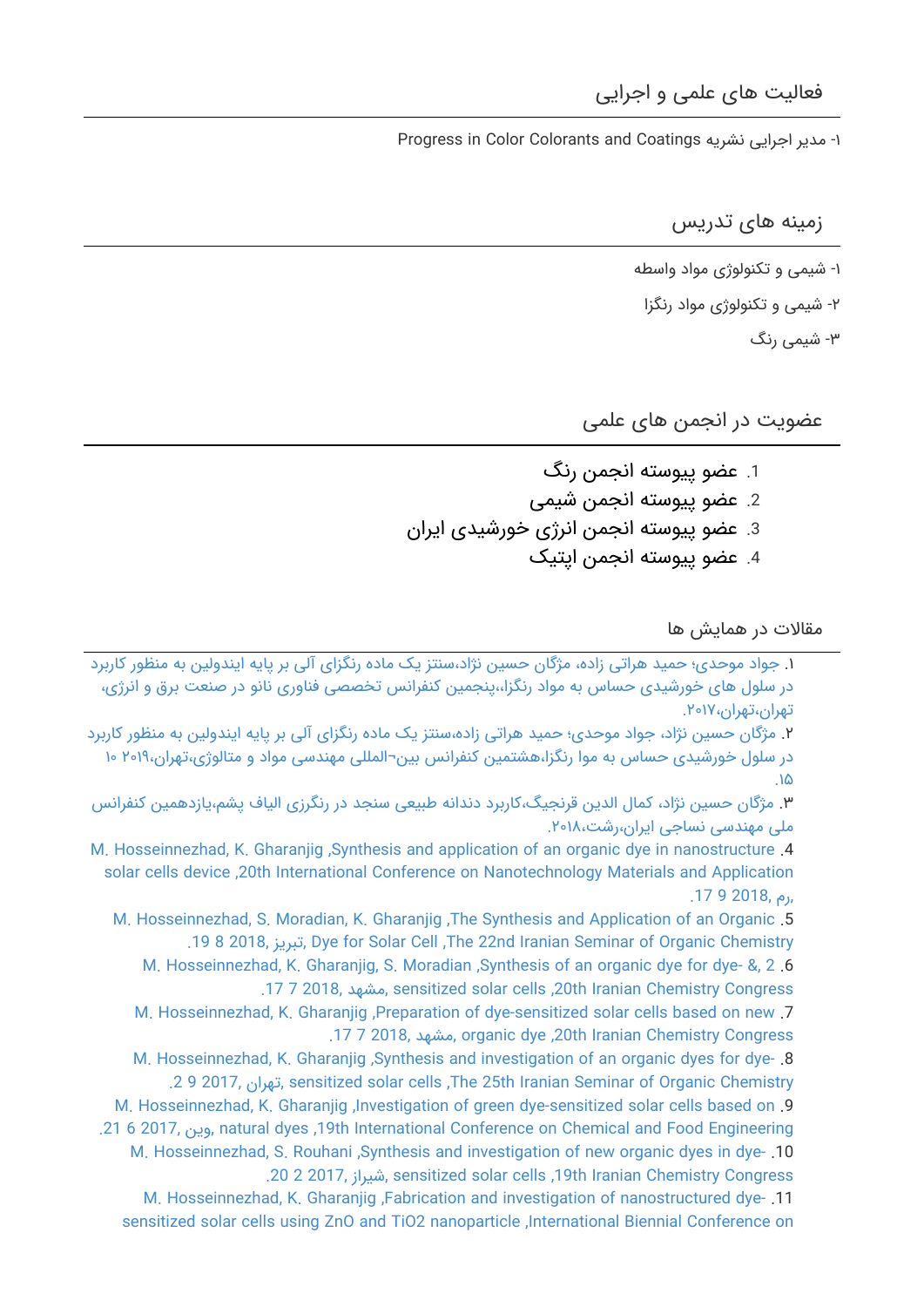## فعالیت های علمی و اجرایی

۱- مدیر اجرایی نشریه Progress in Color Colorants and Coatings

## زمینه های تدریس

۱- شیمی و تکنولوژی مواد واسطه

۲- شیمی و تکنولوژی مواد رنگزا

۳- شیمی رنگ

## عضویت در انجمن های علمی

1. عضو پیوسته انجمن رنگ
2. عضو پیوسته انجمن شیمی
3. عضو پیوسته انجمن انرژی خورشیدی ایران
4. عضو پیوسته انجمن اپتیک

## مقالات در همایش ها

۱. جواد موحدی؛ حمید هراتی زاده، مژگان حسین نژاد،سنتز یک ماده رنگزای آلی بر پایه ایندولین به منظور کاربرد در سلول های خورشیدی حساس به مواد رنگزا،پنجمین کنفرانس تخصصی فناوری نانو در صنعت برق و انرژی، تهران،تهران،۲۰۱۷.

۲. مژگان حسین نژاد، جواد موحدی؛ حمید هراتی زاده،سنتز یک ماده رنگزای آلی بر پایه ایندولین به منظور کاربرد در سلول خورشیدی حساس به موا رنگزا،هشتمین کنفرانس بین-المللی مهندسی مواد و متالوژی،تهران،۲۰۱۹ ۱۰ .۱۵

۳. مژگان حسین نژاد، کمال الدین قرنجیگ،کاربرد دندانه طبیعی سنجد در رنگرزی الیاف پشم،یازدهمین کنفرانس ملی مهندسی نساجی ایران،رشت،۲۰۱۸.

4. M. Hosseinnezhad, K. Gharanjig ,Synthesis and application of an organic dye in nanostructure solar cells device ,20th International Conference on Nanotechnology Materials and Application ,رم, 17 9 2018.

5. M. Hosseinnezhad, S. Moradian, K. Gharanjig ,The Synthesis and Application of an Organic Dye for Solar Cell ,The 22nd Iranian Seminar of Organic Chemistry ,تبریز, 19 8 2018.

6. M. Hosseinnezhad, K. Gharanjig, S. Moradian ,Synthesis of an organic dye for dye- &, 2 sensitized solar cells ,20th Iranian Chemistry Congress ,مشهد, 17 7 2018.

7. M. Hosseinnezhad, K. Gharanjig ,Preparation of dye-sensitized solar cells based on new organic dye ,20th Iranian Chemistry Congress ,مشهد, 17 7 2018.

8. M. Hosseinnezhad, K. Gharanjig ,Synthesis and investigation of an organic dyes for dye- sensitized solar cells ,The 25th Iranian Seminar of Organic Chemistry ,تهران, 2 9 2017.

9. M. Hosseinnezhad, K. Gharanjig ,Investigation of green dye-sensitized solar cells based on natural dyes ,19th International Conference on Chemical and Food Engineering ,وین, 21 6 2017.

10. M. Hosseinnezhad, S. Rouhani ,Synthesis and investigation of new organic dyes in dye- sensitized solar cells ,19th Iranian Chemistry Congress ,شیراز, 20 2 2017.

11. M. Hosseinnezhad, K. Gharanjig ,Fabrication and investigation of nanostructured dye- sensitized solar cells using ZnO and TiO2 nanoparticle ,International Biennial Conference on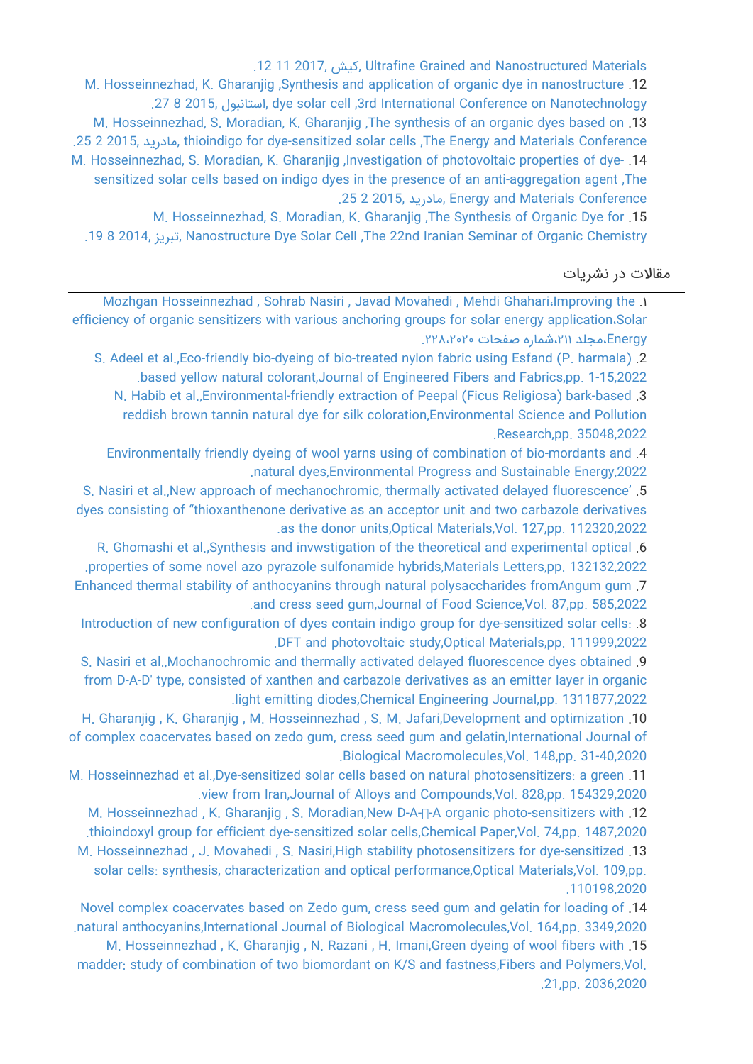Ultrafine Grained and Nanostructured Materials, کیش, 2017 11 12.

12. M. Hosseinnezhad, K. Gharanjig ,Synthesis and application of organic dye in nanostructure dye solar cell ,3rd International Conference on Nanotechnology, استانبول, 2015 8 27.

13. M. Hosseinnezhad, S. Moradian, K. Gharanjig ,The synthesis of an organic dyes based on thioindigo for dye-sensitized solar cells ,The Energy and Materials Conference, مادرید, 2015 2 25.

14. M. Hosseinnezhad, S. Moradian, K. Gharanjig ,Investigation of photovoltaic properties of dye-sensitized solar cells based on indigo dyes in the presence of an anti-aggregation agent ,The Energy and Materials Conference, مادرید, 2015 2 25.

15. M. Hosseinnezhad, S. Moradian, K. Gharanjig ,The Synthesis of Organic Dye for Nanostructure Dye Solar Cell ,The 22nd Iranian Seminar of Organic Chemistry, تبریز, 2014 8 19.

## مقالات در نشریات

۱. Mozhgan Hosseinnezhad , Sohrab Nasiri , Javad Movahedi , Mehdi Ghahari،Improving the efficiency of organic sensitizers with various anchoring groups for solar energy application،Solar Energy،مجلد ۲۱۱،شماره صفحات ۲۰۲۰،۲۲۸.

2. S. Adeel et al.,Eco-friendly bio-dyeing of bio-treated nylon fabric using Esfand (P. harmala) based yellow natural colorant,Journal of Engineered Fibers and Fabrics,pp. 1-15,2022.

3. N. Habib et al.,Environmental-friendly extraction of Peepal (Ficus Religiosa) bark-based reddish brown tannin natural dye for silk coloration,Environmental Science and Pollution Research,pp. 35048,2022.

4. Environmentally friendly dyeing of wool yarns using of combination of bio-mordants and natural dyes,Environmental Progress and Sustainable Energy,2022.

5. S. Nasiri et al.,New approach of mechanochromic, thermally activated delayed fluorescence’ dyes consisting of “thioxanthenone derivative as an acceptor unit and two carbazole derivatives as the donor units,Optical Materials,Vol. 127,pp. 112320,2022.

6. R. Ghomashi et al.,Synthesis and invwstigation of the theoretical and experimental optical properties of some novel azo pyrazole sulfonamide hybrids,Materials Letters,pp. 132132,2022.

7. Enhanced thermal stability of anthocyanins through natural polysaccharides fromAngum gum and cress seed gum,Journal of Food Science,Vol. 87,pp. 585,2022.

8. Introduction of new configuration of dyes contain indigo group for dye-sensitized solar cells: DFT and photovoltaic study,Optical Materials,pp. 111999,2022.

9. S. Nasiri et al.,Mochanochromic and thermally activated delayed fluorescence dyes obtained from D-A-D' type, consisted of xanthen and carbazole derivatives as an emitter layer in organic light emitting diodes,Chemical Engineering Journal,pp. 1311877,2022.

10. H. Gharanjig , K. Gharanjig , M. Hosseinnezhad , S. M. Jafari,Development and optimization of complex coacervates based on zedo gum, cress seed gum and gelatin,International Journal of Biological Macromolecules,Vol. 148,pp. 31-40,2020.

11. M. Hosseinnezhad et al.,Dye-sensitized solar cells based on natural photosensitizers: a green view from Iran,Journal of Alloys and Compounds,Vol. 828,pp. 154329,2020.

12. M. Hosseinnezhad , K. Gharanjig , S. Moradian,New D-A-π-A organic photo-sensitizers with thioindoxyl group for efficient dye-sensitized solar cells,Chemical Paper,Vol. 74,pp. 1487,2020.

13. M. Hosseinnezhad , J. Movahedi , S. Nasiri,High stability photosensitizers for dye-sensitized solar cells: synthesis, characterization and optical performance,Optical Materials,Vol. 109,pp. 110198,2020.

14. Novel complex coacervates based on Zedo gum, cress seed gum and gelatin for loading of natural anthocyanins,International Journal of Biological Macromolecules,Vol. 164,pp. 3349,2020.

15. M. Hosseinnezhad , K. Gharanjig , N. Razani , H. Imani,Green dyeing of wool fibers with madder: study of combination of two biomordant on K/S and fastness,Fibers and Polymers,Vol. 21,pp. 2036,2020.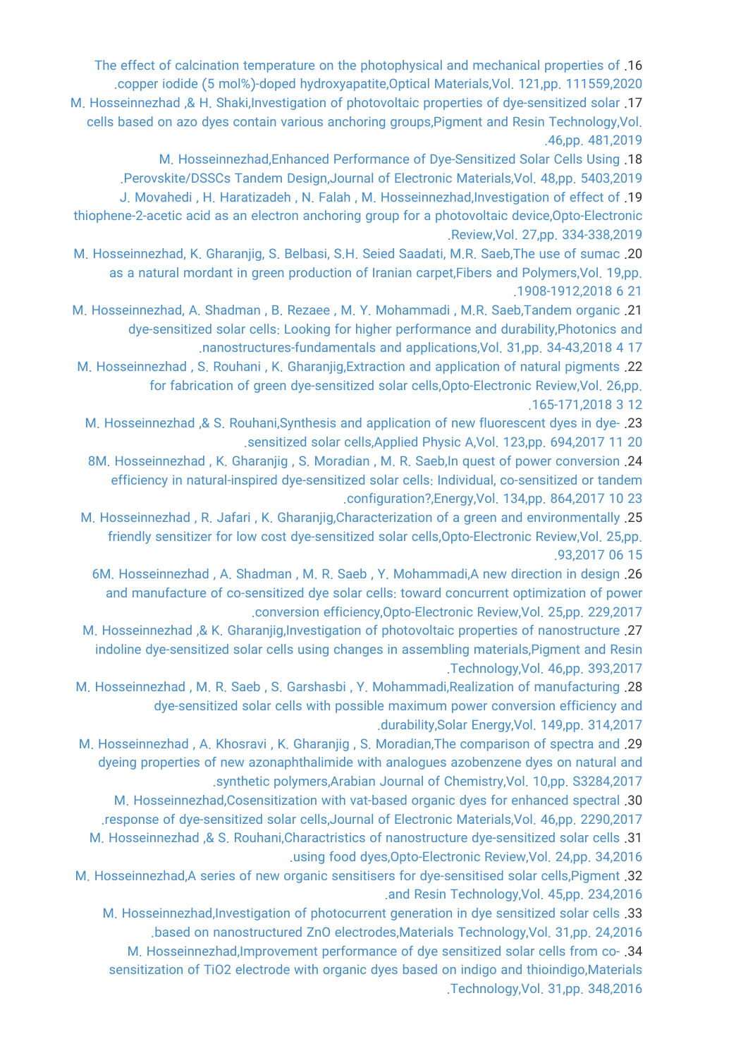16. The effect of calcination temperature on the photophysical and mechanical properties of copper iodide (5 mol%)-doped hydroxyapatite,Optical Materials,Vol. 121,pp. 111559,2020.
17. M. Hosseinnezhad ,& H. Shaki,Investigation of photovoltaic properties of dye-sensitized solar cells based on azo dyes contain various anchoring groups,Pigment and Resin Technology,Vol. 46,pp. 481,2019.
18. M. Hosseinnezhad,Enhanced Performance of Dye-Sensitized Solar Cells Using Perovskite/DSSCs Tandem Design,Journal of Electronic Materials,Vol. 48,pp. 5403,2019.
19. J. Movahedi , H. Haratizadeh , N. Falah , M. Hosseinnezhad,Investigation of effect of thiophene-2-acetic acid as an electron anchoring group for a photovoltaic device,Opto-Electronic Review,Vol. 27,pp. 334-338,2019.
20. M. Hosseinnezhad, K. Gharanjig, S. Belbasi, S.H. Seied Saadati, M.R. Saeb,The use of sumac as a natural mordant in green production of Iranian carpet,Fibers and Polymers,Vol. 19,pp. 1908-1912,2018 6 21.
21. M. Hosseinnezhad, A. Shadman , B. Rezaee , M. Y. Mohammadi , M.R. Saeb,Tandem organic dye-sensitized solar cells: Looking for higher performance and durability,Photonics and nanostructures-fundamentals and applications,Vol. 31,pp. 34-43,2018 4 17.
22. M. Hosseinnezhad , S. Rouhani , K. Gharanjig,Extraction and application of natural pigments for fabrication of green dye-sensitized solar cells,Opto-Electronic Review,Vol. 26,pp. 165-171,2018 3 12.
23. M. Hosseinnezhad ,& S. Rouhani,Synthesis and application of new fluorescent dyes in dye-sensitized solar cells,Applied Physic A,Vol. 123,pp. 694,2017 11 20.
24. 8M. Hosseinnezhad , K. Gharanjig , S. Moradian , M. R. Saeb,In quest of power conversion efficiency in natural-inspired dye-sensitized solar cells: Individual, co-sensitized or tandem configuration?,Energy,Vol. 134,pp. 864,2017 10 23.
25. M. Hosseinnezhad , R. Jafari , K. Gharanjig,Characterization of a green and environmentally friendly sensitizer for low cost dye-sensitized solar cells,Opto-Electronic Review,Vol. 25,pp. 93,2017 06 15.
26. 6M. Hosseinnezhad , A. Shadman , M. R. Saeb , Y. Mohammadi,A new direction in design and manufacture of co-sensitized dye solar cells: toward concurrent optimization of power conversion efficiency,Opto-Electronic Review,Vol. 25,pp. 229,2017.
27. M. Hosseinnezhad ,& K. Gharanjig,Investigation of photovoltaic properties of nanostructure indoline dye-sensitized solar cells using changes in assembling materials,Pigment and Resin Technology,Vol. 46,pp. 393,2017.
28. M. Hosseinnezhad , M. R. Saeb , S. Garshasbi , Y. Mohammadi,Realization of manufacturing dye-sensitized solar cells with possible maximum power conversion efficiency and durability,Solar Energy,Vol. 149,pp. 314,2017.
29. M. Hosseinnezhad , A. Khosravi , K. Gharanjig , S. Moradian,The comparison of spectra and dyeing properties of new azonaphthalimide with analogues azobenzene dyes on natural and synthetic polymers,Arabian Journal of Chemistry,Vol. 10,pp. S3284,2017.
30. M. Hosseinnezhad,Cosensitization with vat-based organic dyes for enhanced spectral response of dye-sensitized solar cells,Journal of Electronic Materials,Vol. 46,pp. 2290,2017.
31. M. Hosseinnezhad ,& S. Rouhani,Charactristics of nanostructure dye-sensitized solar cells using food dyes,Opto-Electronic Review,Vol. 24,pp. 34,2016.
32. M. Hosseinnezhad,A series of new organic sensitisers for dye-sensitised solar cells,Pigment and Resin Technology,Vol. 45,pp. 234,2016.
33. M. Hosseinnezhad,Investigation of photocurrent generation in dye sensitized solar cells based on nanostructured ZnO electrodes,Materials Technology,Vol. 31,pp. 24,2016.
34. M. Hosseinnezhad,Improvement performance of dye sensitized solar cells from co-sensitization of TiO2 electrode with organic dyes based on indigo and thioindigo,Materials Technology,Vol. 31,pp. 348,2016.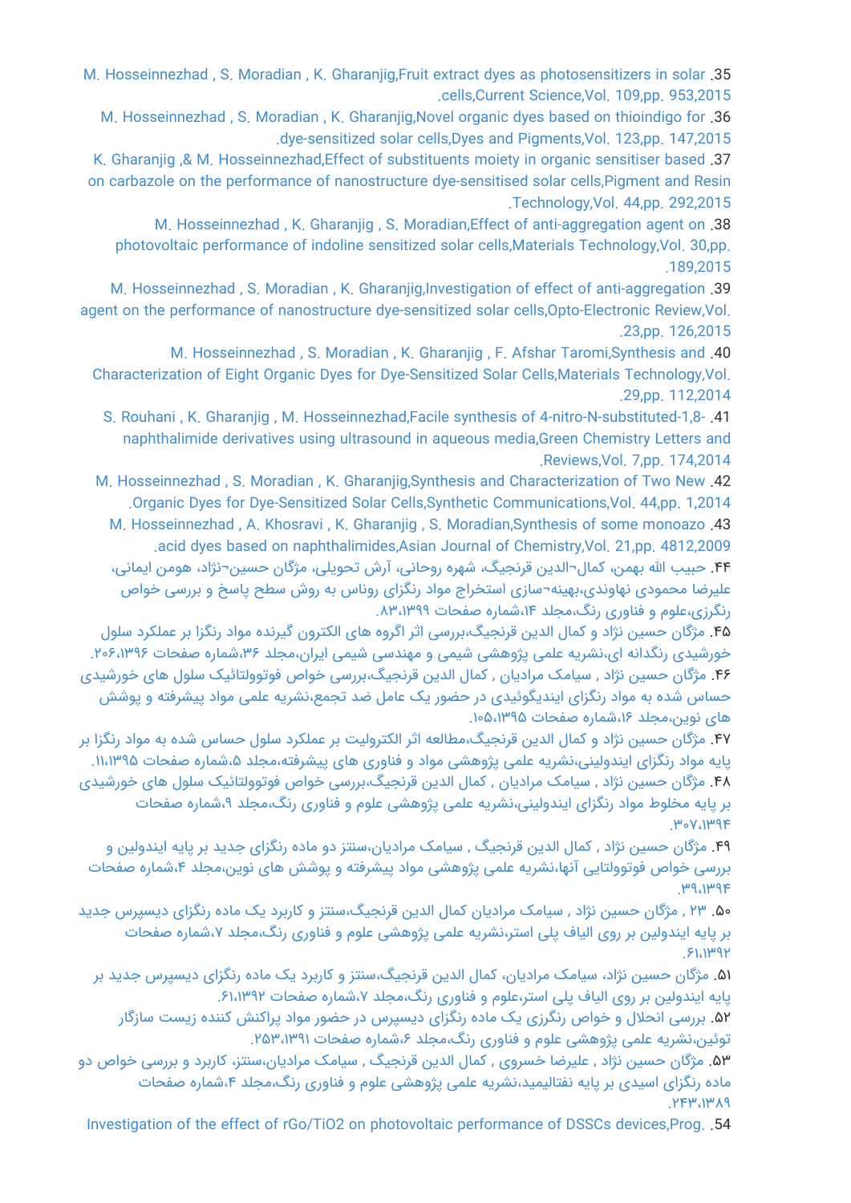35. M. Hosseinnezhad , S. Moradian , K. Gharanjig,Fruit extract dyes as photosensitizers in solar cells,Current Science,Vol. 109,pp. 953,2015.

36. M. Hosseinnezhad , S. Moradian , K. Gharanjig,Novel organic dyes based on thioindigo for dye-sensitized solar cells,Dyes and Pigments,Vol. 123,pp. 147,2015.

37. K. Gharanjig ,& M. Hosseinnezhad,Effect of substituents moiety in organic sensitiser based on carbazole on the performance of nanostructure dye-sensitised solar cells,Pigment and Resin Technology,Vol. 44,pp. 292,2015.

38. M. Hosseinnezhad , K. Gharanjig , S. Moradian,Effect of anti-aggregation agent on photovoltaic performance of indoline sensitized solar cells,Materials Technology,Vol. 30,pp. 189,2015.

39. M. Hosseinnezhad , S. Moradian , K. Gharanjig,Investigation of effect of anti-aggregation agent on the performance of nanostructure dye-sensitized solar cells,Opto-Electronic Review,Vol. 23,pp. 126,2015.

40. M. Hosseinnezhad , S. Moradian , K. Gharanjig , F. Afshar Taromi,Synthesis and Characterization of Eight Organic Dyes for Dye-Sensitized Solar Cells,Materials Technology,Vol. 29,pp. 112,2014.

41. S. Rouhani , K. Gharanjig , M. Hosseinnezhad,Facile synthesis of 4-nitro-N-substituted-1,8-naphthalimide derivatives using ultrasound in aqueous media,Green Chemistry Letters and Reviews,Vol. 7,pp. 174,2014.

42. M. Hosseinnezhad , S. Moradian , K. Gharanjig,Synthesis and Characterization of Two New Organic Dyes for Dye-Sensitized Solar Cells,Synthetic Communications,Vol. 44,pp. 1,2014.

43. M. Hosseinnezhad , A. Khosravi , K. Gharanjig , S. Moradian,Synthesis of some monoazo acid dyes based on naphthalimides,Asian Journal of Chemistry,Vol. 21,pp. 4812,2009.

۴۴. حبیب الله بهمن، کمال¬الدین قرنجیگ، شهره روحانی، آرش تحویلی، مژگان حسین¬نژاد، هومن ایمانی، علیرضا محمودی نهاوندی،بهینه¬سازی استخراج مواد رنگزای روناس به روش سطح پاسخ و بررسی خواص رنگرزی،علوم و فناوری رنگ،مجلد ۱۴،شماره صفحات ۸۳،۱۳۹۹.

۴۵. مژگان حسین نژاد و کمال الدین قرنجیگ،بررسی اثر اگروه های الکترون گیرنده مواد رنگزا بر عملکرد سلول خورشیدی رنگدانه ای،نشریه علمی پژوهشی شیمی و مهندسی شیمی ایران،مجلد ۳۶،شماره صفحات ۲۰۶،۱۳۹۶.

۴۶. مژگان حسین نژاد , سیامک مرادیان , کمال الدین قرنجیگ،بررسی خواص فوتوولتائیک سلول های خورشیدی حساس شده به مواد رنگزای ایندیگوئیدی در حضور یک عامل ضد تجمع،نشریه علمی مواد پیشرفته و پوشش های نوین،مجلد ۱۶،شماره صفحات ۱۰۵،۱۳۹۵.

۴۷. مژگان حسین نژاد و کمال الدین قرنجیگ،مطالعه اثر الکترولیت بر عملکرد سلول حساس شده به مواد رنگزا بر پایه مواد رنگزای ایندولینی،نشریه علمی پژوهشی مواد و فناوری های پیشرفته،مجلد ۵،شماره صفحات ۱۱،۱۳۹۵.

۴۸. مژگان حسین نژاد , سیامک مرادیان , کمال الدین قرنجیگ،بررسی خواص فوتوولتائیک سلول های خورشیدی بر پایه مخلوط مواد رنگزای ایندولینی،نشریه علمی پژوهشی علوم و فناوری رنگ،مجلد ۹،شماره صفحات ۳۰۷،۱۳۹۴.

۴۹. مژگان حسین نژاد , کمال الدین قرنجیگ , سیامک مرادیان،سنتز دو ماده رنگزای جدید بر پایه ایندولین و بررسی خواص فوتوولتایی آنها،نشریه علمی پژوهشی مواد پیشرفته و پوشش های نوین،مجلد ۴،شماره صفحات ۳۹،۱۳۹۴.

۵۰. ۲۳ , مژگان حسین نژاد , سیامک مرادیان کمال الدین قرنجیگ،سنتز و کاربرد یک ماده رنگزای دیسپرس جدید بر پایه ایندولین بر روی الیاف پلی استر،نشریه علمی پژوهشی علوم و فناوری رنگ،مجلد ۷،شماره صفحات ۶۱،۱۳۹۲.

۵۱. مژگان حسین نژاد، سیامک مرادیان، کمال الدین قرنجیگ،سنتز و کاربرد یک ماده رنگزای دیسپرس جدید بر پایه ایندولین بر روی الیاف پلی استر،علوم و فناوری رنگ،مجلد ۷،شماره صفحات ۶۱،۱۳۹۲.

۵۲. بررسی انحلال و خواص رنگرزی یک ماده رنگزای دیسپرس در حضور مواد پراکنش کننده زیست سازگار توئین،نشریه علمی پژوهشی علوم و فناوری رنگ،مجلد ۶،شماره صفحات ۲۵۳،۱۳۹۱.

۵۳. مژگان حسین نژاد , علیرضا خسروی , کمال الدین قرنجیگ , سیامک مرادیان،سنتز، کاربرد و بررسی خواص دو ماده رنگزای اسیدی بر پایه نفتالیمید،نشریه علمی پژوهشی علوم و فناوری رنگ،مجلد ۴،شماره صفحات ۲۴۳،۱۳۸۹.

54. Investigation of the effect of rGo/TiO2 on photovoltaic performance of DSSCs devices,Prog.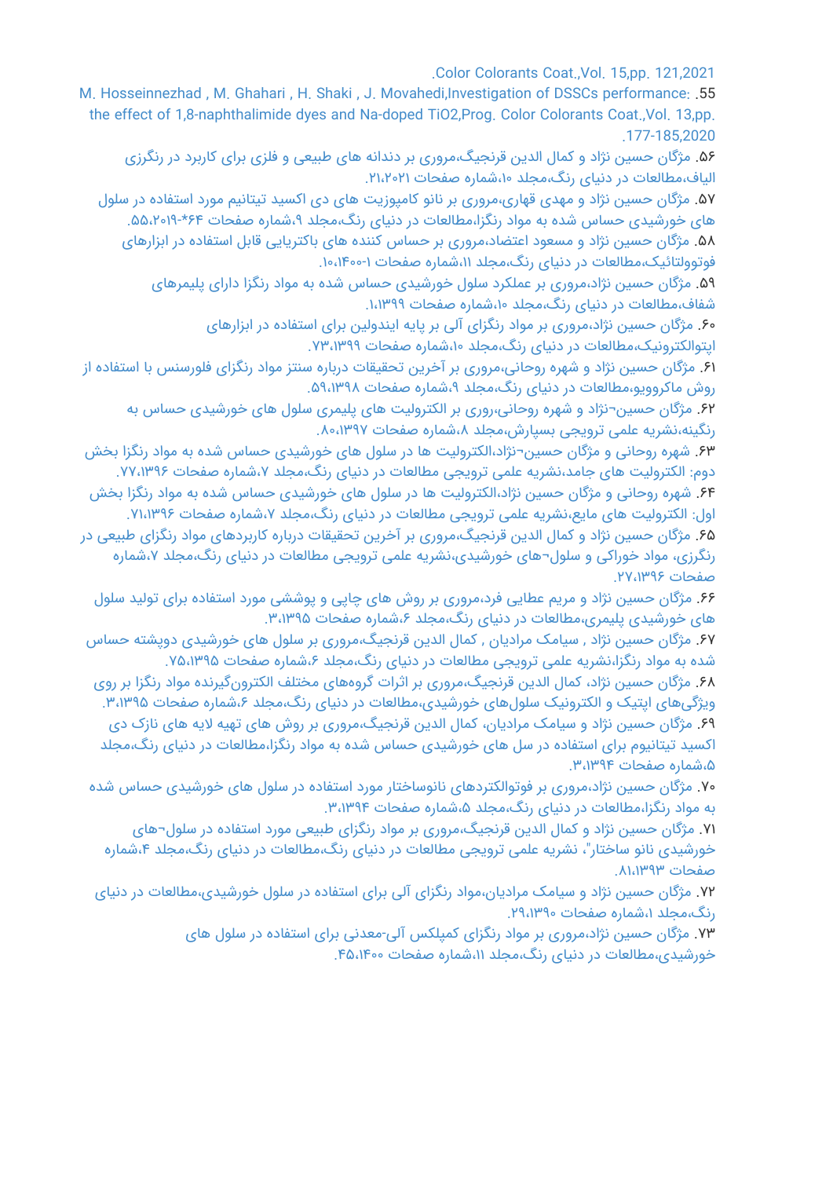Color Colorants Coat.,Vol. 15,pp. 121,2021.

55. M. Hosseinnezhad , M. Ghahari , H. Shaki , J. Movahedi,Investigation of DSSCs performance: the effect of 1,8-naphthalimide dyes and Na-doped TiO2,Prog. Color Colorants Coat.,Vol. 13,pp. 177-185,2020.

۵۶. مژگان حسین نژاد و کمال الدین قرنجیگ،مروری بر دندانه های طبیعی و فلزی برای کاربرد در رنگرزی الیاف،مطالعات در دنیای رنگ،مجلد ۱۰،شماره صفحات ۲۱،۲۰۲۱.

۵۷. مژگان حسین نژاد و مهدی قهاری،مروری بر نانو کامپوزیت های دی اکسید تیتانیم مورد استفاده در سلول های خورشیدی حساس شده به مواد رنگزا،مطالعات در دنیای رنگ،مجلد ۹،شماره صفحات ۶۴*-۲۰۱۹،۵۵.

۵۸. مژگان حسین نژاد و مسعود اعتضاد،مروری بر حساس کننده های باکتریایی قابل استفاده در ابزارهای فوتوولتائیک،مطالعات در دنیای رنگ،مجلد ۱۱،شماره صفحات ۱-۱۴۰۰،۱۰.

۵۹. مژگان حسین نژاد،مروری بر عملکرد سلول خورشیدی حساس شده به مواد رنگزا دارای پلیمرهای شفاف،مطالعات در دنیای رنگ،مجلد ۱۰،شماره صفحات ۱۳۹۹،۱.

۶۰. مژگان حسین نژاد،مروری بر مواد رنگزای آلی بر پایه ایندولین برای استفاده در ابزارهای اپتوالکترونیک،مطالعات در دنیای رنگ،مجلد ۱۰،شماره صفحات ۱۳۹۹،۷۳.

۶۱. مژگان حسین نژاد و شهره روحانی،مروری بر آخرین تحقیقات درباره سنتز مواد رنگزای فلورسنس با استفاده از روش ماکروویو،مطالعات در دنیای رنگ،مجلد ۹،شماره صفحات ۱۳۹۸،۵۹.

۶۲. مژگان حسین¬نژاد و شهره روحانی،روری بر الکترولیت های پلیمری سلول های خورشیدی حساس به رنگینه،نشریه علمی ترویجی بسپارش،مجلد ۸،شماره صفحات ۱۳۹۷،۸۰.

۶۳. شهره روحانی و مژگان حسین¬نژاد،الکترولیت ها در سلول های خورشیدی حساس شده به مواد رنگزا بخش دوم: الکترولیت های جامد،نشریه علمی ترویجی مطالعات در دنیای رنگ،مجلد ۷،شماره صفحات ۱۳۹۶،۷۷.

۶۴. شهره روحانی و مژگان حسین نژاد،الکترولیت ها در سلول های خورشیدی حساس شده به مواد رنگزا بخش اول: الکترولیت های مایع،نشریه علمی ترویجی مطالعات در دنیای رنگ،مجلد ۷،شماره صفحات ۱۳۹۶،۷۱.

۶۵. مژگان حسین نژاد و کمال الدین قرنجیگ،مروری بر آخرین تحقیقات درباره کاربردهای مواد رنگزای طبیعی در رنگرزی، مواد خوراکی و سلول¬های خورشیدی،نشریه علمی ترویجی مطالعات در دنیای رنگ،مجلد ۷،شماره صفحات ۱۳۹۶،۲۷.

۶۶. مژگان حسین نژاد و مریم عطایی فرد،مروری بر روش های چاپی و پوششی مورد استفاده برای تولید سلول های خورشیدی پلیمری،مطالعات در دنیای رنگ،مجلد ۶،شماره صفحات ۱۳۹۵،۳.

۶۷. مژگان حسین نژاد , سیامک مرادیان , کمال الدین قرنجیگ،مروری بر سلول های خورشیدی دوپشته حساس شده به مواد رنگزا،نشریه علمی ترویجی مطالعات در دنیای رنگ،مجلد ۶،شماره صفحات ۱۳۹۵،۷۵.

۶۸. مژگان حسین نژاد، کمال الدین قرنجیگ،مروری بر اثرات گروه‌های مختلف الکترون‌گیرنده مواد رنگزا بر روی ویژگی‌های اپتیک و الکترونیک سلول‌های خورشیدی،مطالعات در دنیای رنگ،مجلد ۶،شماره صفحات ۱۳۹۵،۳.

۶۹. مژگان حسین نژاد و سیامک مرادیان، کمال الدین قرنجیگ،مروری بر روش های تهیه لایه های نازک دی اکسید تیتانیوم برای استفاده در سل های خورشیدی حساس شده به مواد رنگزا،مطالعات در دنیای رنگ،مجلد ۵،شماره صفحات ۱۳۹۴،۳.

۷۰. مژگان حسین نژاد،مروری بر فوتوالکترودهای نانوساختار مورد استفاده در سلول های خورشیدی حساس شده به مواد رنگزا،مطالعات در دنیای رنگ،مجلد ۵،شماره صفحات ۱۳۹۴،۳.

۷۱. مژگان حسین نژاد و کمال الدین قرنجیگ،مروری بر مواد رنگزای طبیعی مورد استفاده در سلول¬های خورشیدی نانو ساختار"، نشریه علمی ترویجی مطالعات در دنیای رنگ،مطالعات در دنیای رنگ،مجلد ۴،شماره صفحات ۱۳۹۳،۸۱.

۷۲. مژگان حسین نژاد و سیامک مرادیان،مواد رنگزای آلی برای استفاده در سلول خورشیدی،مطالعات در دنیای رنگ،مجلد ۱،شماره صفحات ۱۳۹۰،۲۹.

۷۳. مژگان حسین نژاد،مروری بر مواد رنگزای کمپلکس آلی-معدنی برای استفاده در سلول های خورشیدی،مطالعات در دنیای رنگ،مجلد ۱۱،شماره صفحات ۱۴۰۰،۴۵.